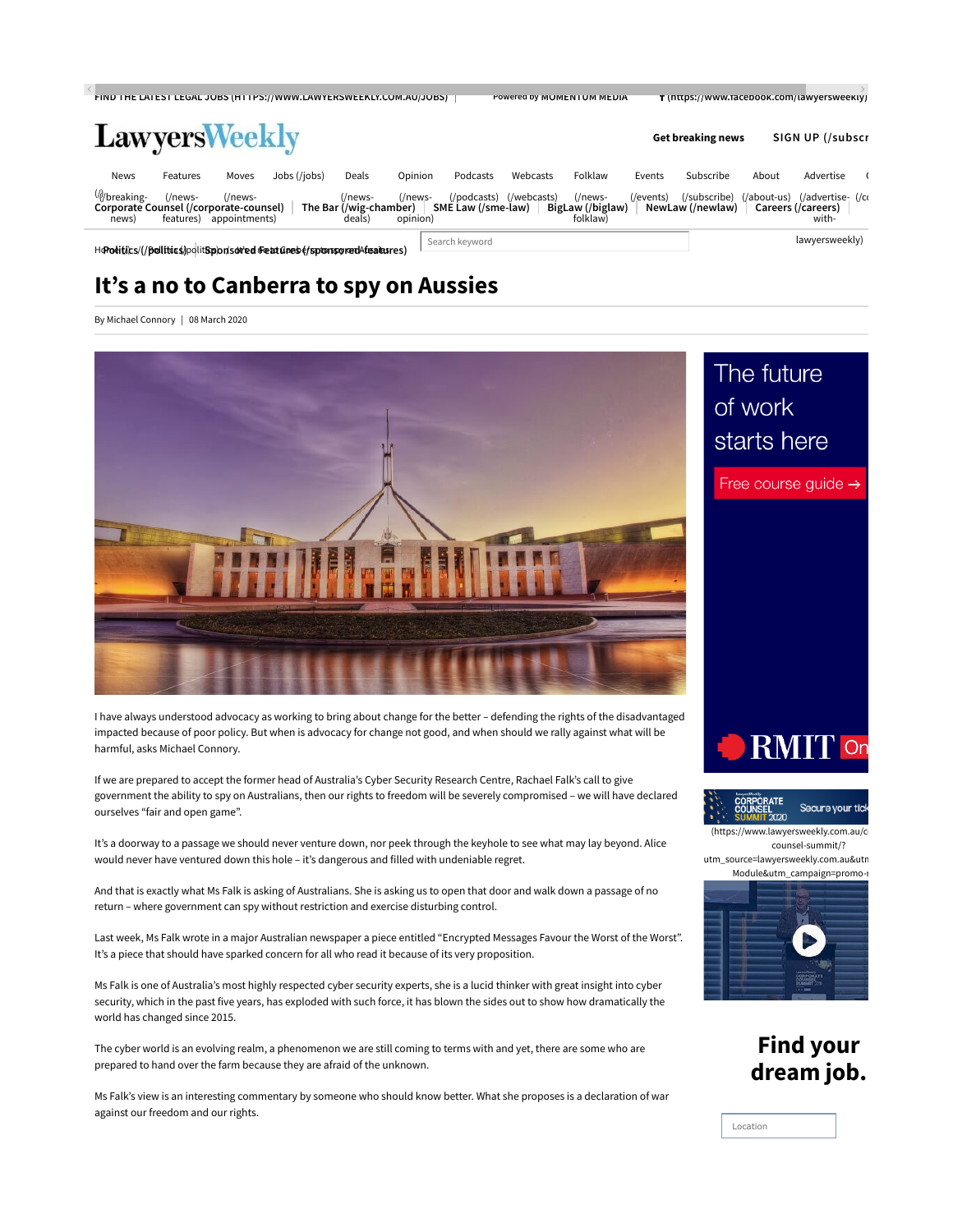# It's a no to Canberra to spy on Aussies

By Michael Connory | 08 March 2020

I have always understood advocacy as working to bring about change for the better – defending the rights of the disadvantaged impacted because of poor policy. But when is advocacy for change not good, and when should we rally against what will be harmful, asks Michael Connory.

If we are prepared to accept the former head of Australia's Cyber Security Research Centre, Rachael Falk's call to give government the ability to spy on Australians, then our rights to freedom will be severely compromised – we will have declared ourselves "fair and open game".

It's a doorway to a passage we should never venture down, nor peek through the keyhole to see what may lay beyond. Alice would never have ventured down this hole – it's dangerous and filled with undeniable regret.

And that is exactly what Ms Falk is asking of Australians. She is asking us to open that door and walk down a passage of no return – where government can spy without restriction and exercise disturbing control.

Last week, Ms Falk wrote in a major Australian newspaper a piece entitled "Encrypted Messages Favour the Worst of the Worst". It's a piece that should have sparked concern for all who read it because of its very proposition.

Ms Falk is one of Australia's most highly respected cyber security experts, she is a lucid thinker with great insight into cyber security, which in the past five years, has exploded with such force, it has blown the sides out to show how dramatically the world has changed since 2015.

The cyber world is an evolving realm, a phenomenon we are still coming to terms with and yet, there are some who are prepared to hand over the farm because they are afraid of the unknown.

Ms Falk's view is an interesting commentary by someone who should know better. What she proposes is a declaration of war against our freedom and our rights.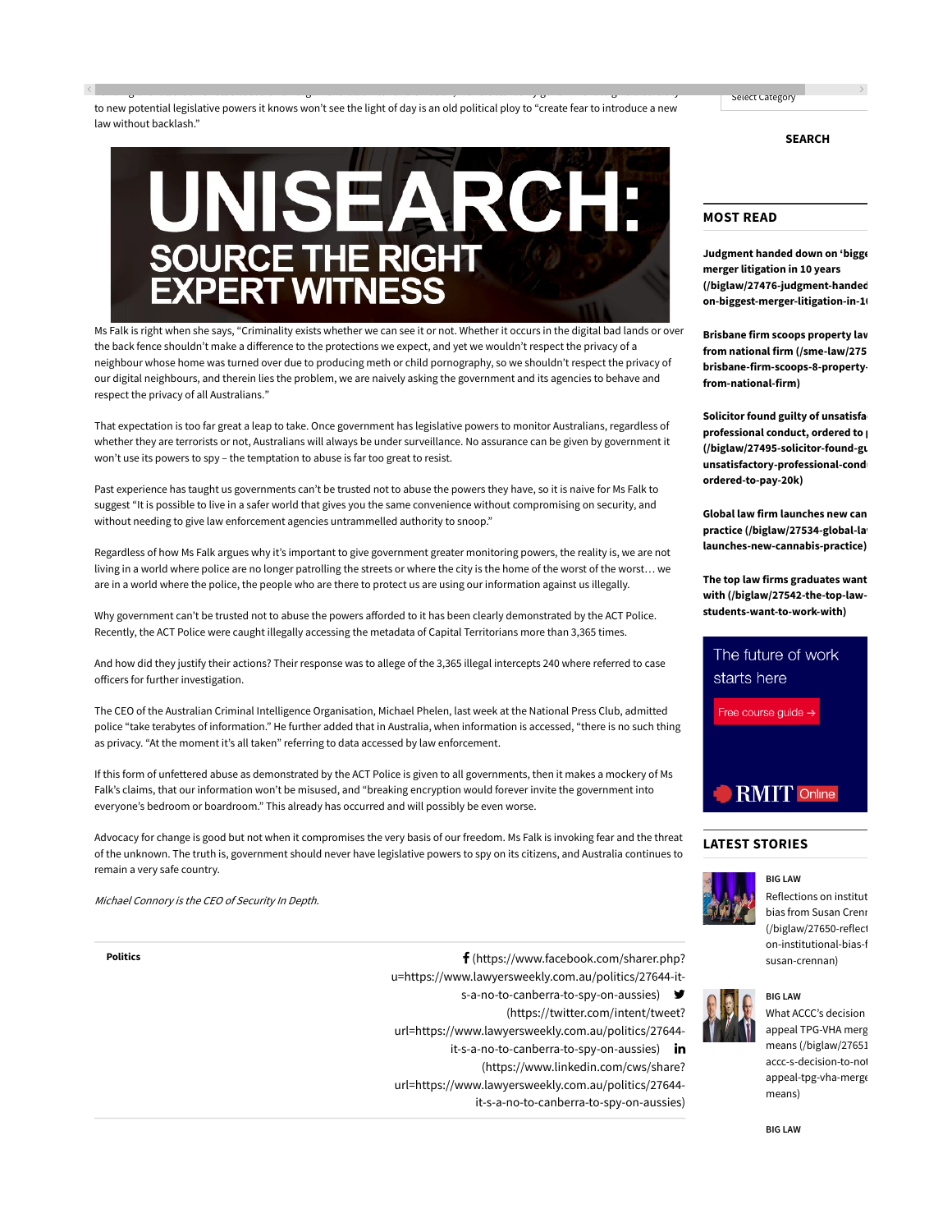to new potential legislative powers it knows won't see the light of day is an old political ploy to "create fear to introduce a new law without backlash."

Ms Falk is right when she says, "Criminality exists whether we can see it or not. Whether it occurs in the digital bad lands or over the back fence shouldn't make a difference to the protections we expect, and yet we wouldn't respect the privacy of a neighbour whose home was turned over due to producing meth or child pornography, so we shouldn't respect the privacy of our digital neighbours, and therein lies the problem, we are naively asking the government and its agencies to behave and respect the privacy of all Australians."

That expectation is too far great a leap to take. Once government has legislative powers to monitor Australians, regardless of whether they are terrorists or not, Australians will always be under surveillance. No assurance can be given by government it won't use its powers to spy – the temptation to abuse is far too great to resist.

Past experience has taught us governments can't be trusted not to abuse the powers they have, so it is naive for Ms Falk to suggest "It is possible to live in a safer world that gives you the same convenience without compromising on security, and without needing to give law enforcement agencies untrammelled authority to snoop."

Regardless of how Ms Falk argues why it's important to give government greater monitoring powers, the reality is, we are not living in a world where police are no longer patrolling the streets or where the city is the home of the worst of the worst… we are in a world where the police, the people who are there to protect us are using our information against us illegally.

Why government can't be trusted not to abuse the powers afforded to it has been clearly demonstrated by the ACT Police. Recently, the ACT Police were caught illegally accessing the metadata of Capital Territorians more than 3,365 times.

And how did they justify their actions? Their response was to allege of the 3,365 illegal intercepts 240 where referred to case officers for further investigation.

The CEO of the Australian Criminal Intelligence Organisation, Michael Phelen, last week at the National Press Club, admitted police "take terabytes of information." He further added that in Australia, when information is accessed, "there is no such thing as privacy. "At the moment it's all taken" referring to data accessed by law enforcement.

If this form of unfettered abuse as demonstrated by the ACT Police is given to all governments, then it makes a mockery of Ms Falk's claims, that our information won't be misused, and "breaking encryption would forever invite the government into everyone's bedroom or boardroom." This already has occurred and will possibly be even worse.

Advocacy for change is good but not when it compromises the very basis of our freedom. Ms Falk is invoking fear and the threat of the unknown. The truth is, government should never have legislative powers to spy on its citizens, and Australia continues to remain a very safe country.

*Michael Connory is the CEO of Security In Depth.*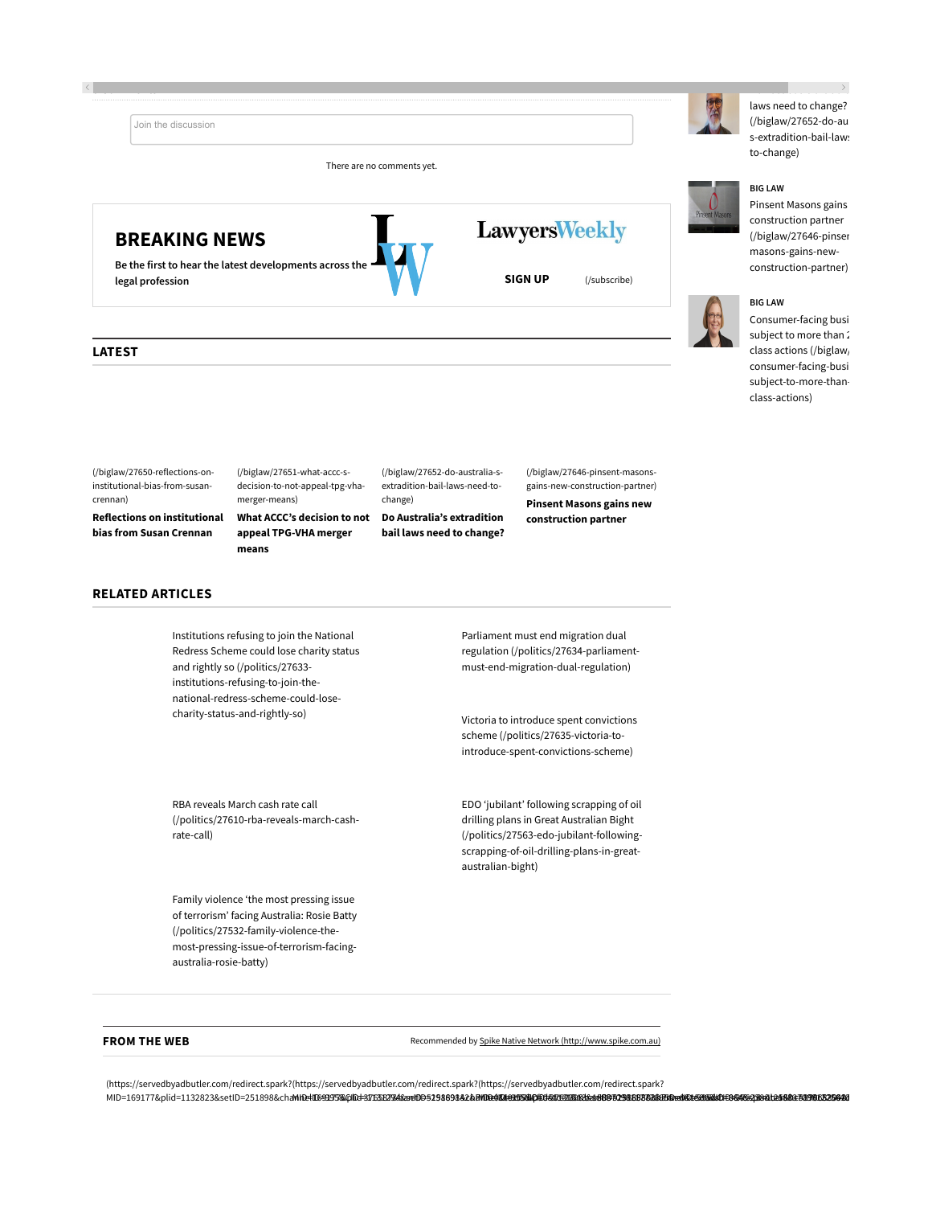laws need to change? (/biglaw/27652-do-australia-s-extradition-bail-laws-need-to-change)

BIG LAW

Pinsent Masons gains construction partner (/biglaw/27646-pinsent-masons-gains-new-construction-partner)

BIG LAW

Consumer-facing busi subject to more than 2 class actions (/biglaw/consumer-facing-busi subject-to-more-than-class-actions)

Join the discussion

There are no comments yet.

## BREAKING NEWS

Be the first to hear the latest developments across the legal profession

LawyersWeekly

**SIGN UP** (/subscribe)

## LATEST

(/biglaw/27650-reflections-on-institutional-bias-from-susan-crennan)

**Reflections on institutional bias from Susan Crennan**

(/biglaw/27651-what-accc-s-decision-to-not-appeal-tpg-vha-merger-means)

**What ACCC's decision to not appeal TPG-VHA merger means**

(/biglaw/27652-do-australia-s-extradition-bail-laws-need-to-change)

**Do Australia's extradition bail laws need to change?**

(/biglaw/27646-pinsent-masons-gains-new-construction-partner)

**Pinsent Masons gains new construction partner**

## RELATED ARTICLES

Institutions refusing to join the National Redress Scheme could lose charity status and rightly so (/politics/27633-institutions-refusing-to-join-the-national-redress-scheme-could-lose-charity-status-and-rightly-so)

Parliament must end migration dual regulation (/politics/27634-parliament-must-end-migration-dual-regulation)

Victoria to introduce spent convictions scheme (/politics/27635-victoria-to-introduce-spent-convictions-scheme)

RBA reveals March cash rate call (/politics/27610-rba-reveals-march-cash-rate-call)

EDO 'jubilant' following scrapping of oil drilling plans in Great Australian Bight (/politics/27563-edo-jubilant-following-scrapping-of-oil-drilling-plans-in-great-australian-bight)

Family violence 'the most pressing issue of terrorism' facing Australia: Rosie Batty (/politics/27532-family-violence-the-most-pressing-issue-of-terrorism-facing-australia-rosie-batty)

## FROM THE WEB

Recommended by Spike Native Network (http://www.spike.com.au)

(https://servedbyadbutler.com/redirect.spark?(https://servedbyadbutler.com/redirect.spark?(https://servedbyadbutler.com/redirect.spark?
MID=169177&plid=1132823&setID=251898&cha...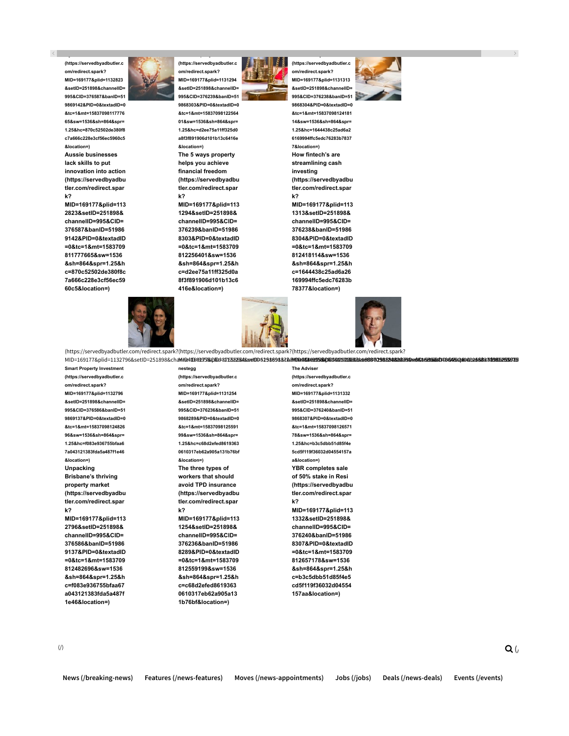(https://servedbyadbutler.com/redirect.spark?MID=169177&plid=1132823&setID=251898&channelID=995&CID=376587&banID=519869142&PID=0&textadID=0&tc=1&mt=1583709811777665&sw=1536&sh=864&spr=1.25&hc=870c52502de380f8c7a666c228e3cf56ec5960c5&location=)

**Aussie businesses lack skills to put innovation into action (https://servedbyadbutler.com/redirect.spark?MID=169177&plid=1132823&setID=251898&channelID=995&CID=376587&banID=519869142&PID=0&textadID=0&tc=1&mt=1583709811777665&sw=1536&sh=864&spr=1.25&hc=870c52502de380f8c7a666c228e3cf56ec5960c5&location=)**

(https://servedbyadbutler.com/redirect.spark?MID=169177&plid=1131294&setID=251898&channelID=995&CID=376239&banID=519868303&PID=0&textadID=0&tc=1&mt=1583709812256401&sw=1536&sh=864&spr=1.25&hc=d2ee75a11ff325d0a8f3f891906d101b13c6416e&location=)

**The 5 ways property helps you achieve financial freedom (https://servedbyadbutler.com/redirect.spark?MID=169177&plid=1131294&setID=251898&channelID=995&CID=376239&banID=519868303&PID=0&textadID=0&tc=1&mt=1583709812256401&sw=1536&sh=864&spr=1.25&hc=d2ee75a11ff325d0a8f3f891906d101b13c6416e&location=)**

(https://servedbyadbutler.com/redirect.spark?MID=169177&plid=1131313&setID=251898&channelID=995&CID=376238&banID=519868304&PID=0&textadID=0&tc=1&mt=1583709812418114&sw=1536&sh=864&spr=1.25&hc=1644438c25ad6a26169994ffc5edc76283b78377&location=)

**How fintech's are streamlining cash investing (https://servedbyadbutler.com/redirect.spark?MID=169177&plid=1131313&setID=251898&channelID=995&CID=376238&banID=519868304&PID=0&textadID=0&tc=1&mt=1583709812418114&sw=1536&sh=864&spr=1.25&hc=1644438c25ad6a26169994ffc5edc76283b78377&location=)**

(https://servedbyadbutler.com/redirect.spark?MID=169177&plid=1132796&setID=251898&channelID=995&CID=376586&banID=519869137&PID=0&textadID=0&tc=1&mt=1583709812482696&sw=1536&sh=864&spr=1.25&hc=f083e936755bfaa67a043121383fda5a487f1e46&location=)

**Smart Property Investment** (https://servedbyadbutler.com/redirect.spark?MID=169177&plid=1132796&setID=251898&channelID=995&CID=376586&banID=519869137&PID=0&textadID=0&tc=1&mt=1583709812482696&sw=1536&sh=864&spr=1.25&hc=f083e936755bfaa67a043121383fda5a487f1e46&location=)

**Unpacking Brisbane's thriving property market (https://servedbyadbutler.com/redirect.spark?MID=169177&plid=1132796&setID=251898&channelID=995&CID=376586&banID=519869137&PID=0&textadID=0&tc=1&mt=1583709812482696&sw=1536&sh=864&spr=1.25&hc=f083e936755bfaa67a043121383fda5a487f1e46&location=)**

**nestegg** (https://servedbyadbutler.com/redirect.spark?MID=169177&plid=1131254&setID=251898&channelID=995&CID=376236&banID=519868289&PID=0&textadID=0&tc=1&mt=1583709812559199&sw=1536&sh=864&spr=1.25&hc=c68d2efed86193630610317eb62a905a131b76bf&location=)

**The three types of workers that should avoid TPD insurance (https://servedbyadbutler.com/redirect.spark?MID=169177&plid=1131254&setID=251898&channelID=995&CID=376236&banID=519868289&PID=0&textadID=0&tc=1&mt=1583709812559199&sw=1536&sh=864&spr=1.25&hc=c68d2efed86193630610317eb62a905a131b76bf&location=)**

**The Adviser** (https://servedbyadbutler.com/redirect.spark?MID=169177&plid=1131332&setID=251898&channelID=995&CID=376240&banID=519868307&PID=0&textadID=0&tc=1&mt=1583709812657178&sw=1536&sh=864&spr=1.25&hc=b3c5dbb51d85f4e5cd5f119f36032d04554157aa&location=)

**YBR completes sale of 50% stake in Resi (https://servedbyadbutler.com/redirect.spark?MID=169177&plid=1131332&setID=251898&channelID=995&CID=376240&banID=519868307&PID=0&textadID=0&tc=1&mt=1583709812657178&sw=1536&sh=864&spr=1.25&hc=b3c5dbb51d85f4e5cd5f119f36032d04554157aa&location=)**

(/)

News (/breaking-news) Features (/news-features) Moves (/news-appointments) Jobs (/jobs) Deals (/news-deals) Events (/events)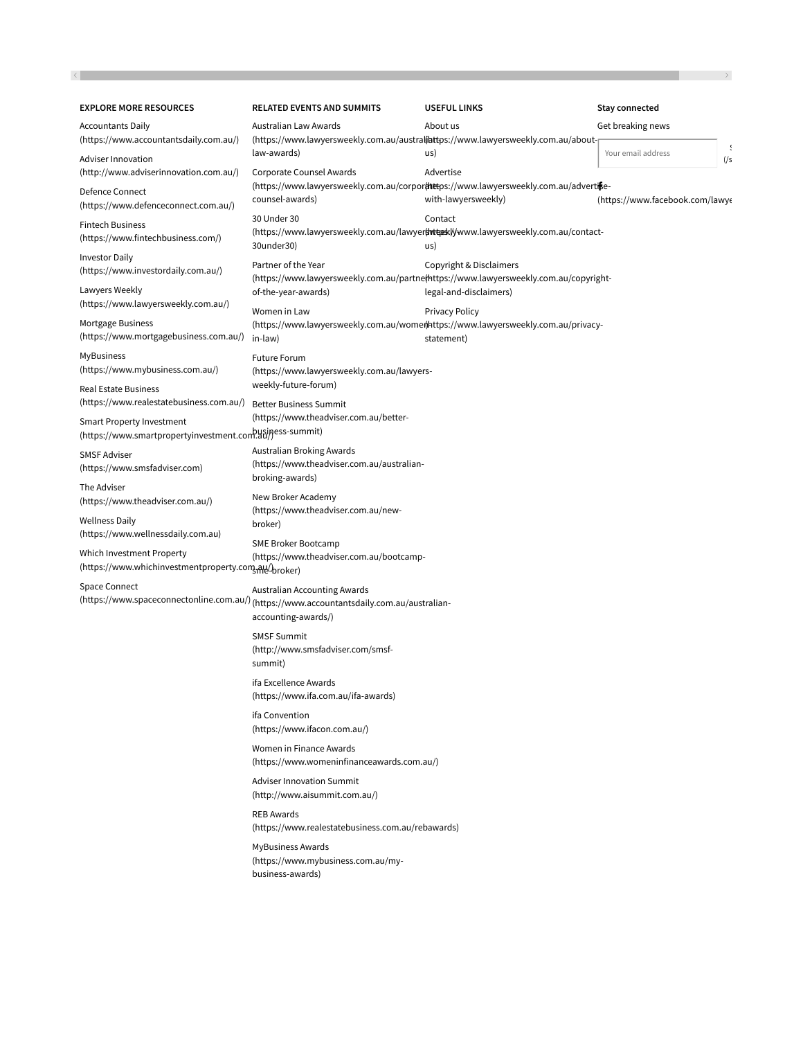**EXPLORE MORE RESOURCES**

Accountants Daily (https://www.accountantsdaily.com.au/)

Adviser Innovation (http://www.adviserinnovation.com.au/)

Defence Connect (https://www.defenceconnect.com.au/)

Fintech Business (https://www.fintechbusiness.com/)

Investor Daily (https://www.investordaily.com.au/)

Lawyers Weekly (https://www.lawyersweekly.com.au/)

Mortgage Business (https://www.mortgagebusiness.com.au/)

MyBusiness (https://www.mybusiness.com.au/)

Real Estate Business (https://www.realestatebusiness.com.au/)

Smart Property Investment (https://www.smartpropertyinvestment.com.au/)

SMSF Adviser (https://www.smsfadviser.com)

The Adviser (https://www.theadviser.com.au/)

Wellness Daily (https://www.wellnessdaily.com.au)

Which Investment Property (https://www.whichinvestmentproperty.com.au/)

Space Connect (https://www.spaceconnectonline.com.au/)

**RELATED EVENTS AND SUMMITS**

Australian Law Awards (https://www.lawyersweekly.com.au/australian-law-awards)

Corporate Counsel Awards (https://www.lawyersweekly.com.au/corporate-counsel-awards)

30 Under 30 (https://www.lawyersweekly.com.au/lawyers-weekly-30under30)

Partner of the Year (https://www.lawyersweekly.com.au/partner-of-the-year-awards)

Women in Law (https://www.lawyersweekly.com.au/women-in-law)

Future Forum (https://www.lawyersweekly.com.au/lawyers-weekly-future-forum)

Better Business Summit (https://www.theadviser.com.au/better-business-summit)

Australian Broking Awards (https://www.theadviser.com.au/australian-broking-awards)

New Broker Academy (https://www.theadviser.com.au/new-broker)

SME Broker Bootcamp (https://www.theadviser.com.au/bootcamp-sme-broker)

Australian Accounting Awards (https://www.accountantsdaily.com.au/australian-accounting-awards/)

SMSF Summit (http://www.smsfadviser.com/smsf-summit)

ifa Excellence Awards (https://www.ifa.com.au/ifa-awards)

ifa Convention (https://www.ifacon.com.au/)

Women in Finance Awards (https://www.womeninfinanceawards.com.au/)

Adviser Innovation Summit (http://www.aisummit.com.au/)

REB Awards (https://www.realestatebusiness.com.au/rebawards)

MyBusiness Awards (https://www.mybusiness.com.au/my-business-awards)

**USEFUL LINKS**

About us (https://www.lawyersweekly.com.au/about-us)

Advertise (https://www.lawyersweekly.com.au/advertise-with-lawyersweekly)

Contact (https://www.lawyersweekly.com.au/contact-us)

Copyright & Disclaimers (https://www.lawyersweekly.com.au/copyright-legal-and-disclaimers)

Privacy Policy (https://www.lawyersweekly.com.au/privacy-statement)

**Stay connected**

Get breaking news

Your email address

(https://www.facebook.com/lawye